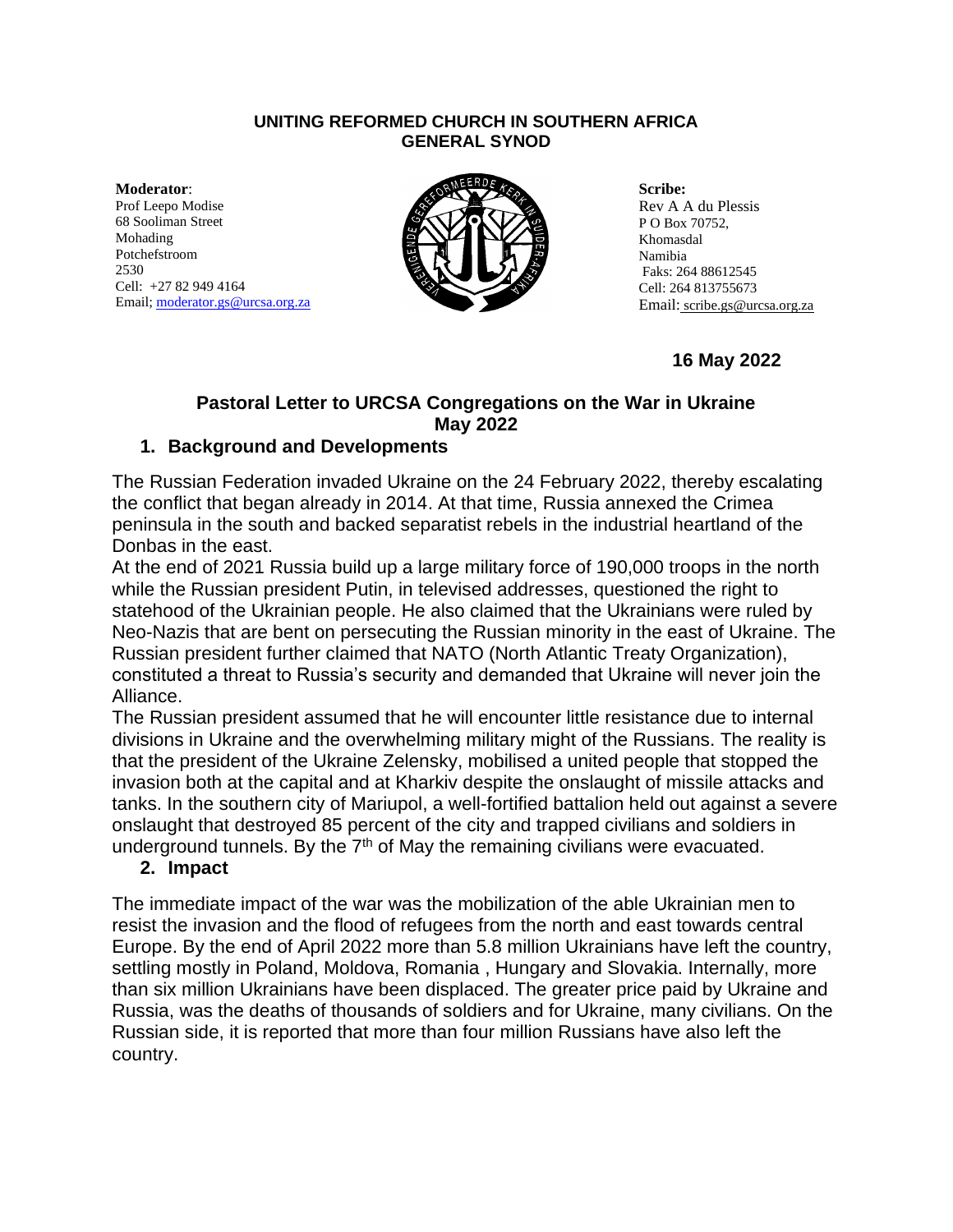**UNITING REFORMED CHURCH IN SOUTHERN AFRICA**
**GENERAL SYNOD**

**Moderator**:
Prof Leepo Modise
68 Sooliman Street
Mohading
Potchefstroom
2530
Cell: +27 82 949 4164
Email; moderator.gs@urcsa.org.za

**Scribe:**
Rev A A du Plessis
P O Box 70752,
Khomasdal
Namibia
Faks: 264 88612545
Cell: 264 813755673
Email: scribe.gs@urcsa.org.za

**16 May 2022**

## Pastoral Letter to URCSA Congregations on the War in Ukraine May 2022

### 1. Background and Developments

The Russian Federation invaded Ukraine on the 24 February 2022, thereby escalating the conflict that began already in 2014. At that time, Russia annexed the Crimea peninsula in the south and backed separatist rebels in the industrial heartland of the Donbas in the east.

At the end of 2021 Russia build up a large military force of 190,000 troops in the north while the Russian president Putin, in televised addresses, questioned the right to statehood of the Ukrainian people. He also claimed that the Ukrainians were ruled by Neo-Nazis that are bent on persecuting the Russian minority in the east of Ukraine. The Russian president further claimed that NATO (North Atlantic Treaty Organization), constituted a threat to Russia's security and demanded that Ukraine will never join the Alliance.

The Russian president assumed that he will encounter little resistance due to internal divisions in Ukraine and the overwhelming military might of the Russians. The reality is that the president of the Ukraine Zelensky, mobilised a united people that stopped the invasion both at the capital and at Kharkiv despite the onslaught of missile attacks and tanks. In the southern city of Mariupol, a well-fortified battalion held out against a severe onslaught that destroyed 85 percent of the city and trapped civilians and soldiers in underground tunnels. By the 7th of May the remaining civilians were evacuated.

### 2. Impact

The immediate impact of the war was the mobilization of the able Ukrainian men to resist the invasion and the flood of refugees from the north and east towards central Europe. By the end of April 2022 more than 5.8 million Ukrainians have left the country, settling mostly in Poland, Moldova, Romania , Hungary and Slovakia. Internally, more than six million Ukrainians have been displaced. The greater price paid by Ukraine and Russia, was the deaths of thousands of soldiers and for Ukraine, many civilians. On the Russian side, it is reported that more than four million Russians have also left the country.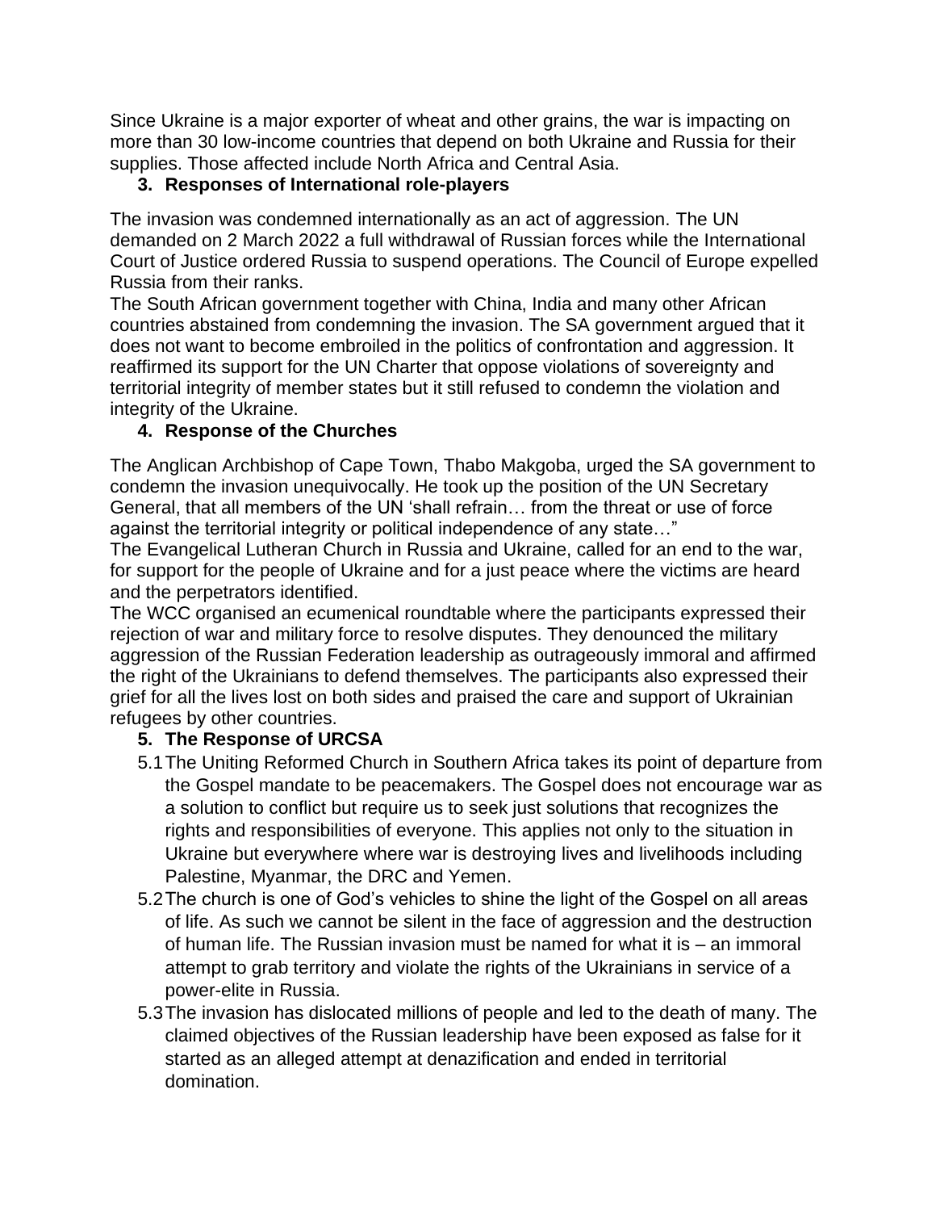Since Ukraine is a major exporter of wheat and other grains, the war is impacting on more than 30 low-income countries that depend on both Ukraine and Russia for their supplies. Those affected include North Africa and Central Asia.

## 3. Responses of International role-players

The invasion was condemned internationally as an act of aggression. The UN demanded on 2 March 2022 a full withdrawal of Russian forces while the International Court of Justice ordered Russia to suspend operations. The Council of Europe expelled Russia from their ranks.

The South African government together with China, India and many other African countries abstained from condemning the invasion. The SA government argued that it does not want to become embroiled in the politics of confrontation and aggression. It reaffirmed its support for the UN Charter that oppose violations of sovereignty and territorial integrity of member states but it still refused to condemn the violation and integrity of the Ukraine.

## 4. Response of the Churches

The Anglican Archbishop of Cape Town, Thabo Makgoba, urged the SA government to condemn the invasion unequivocally. He took up the position of the UN Secretary General, that all members of the UN 'shall refrain… from the threat or use of force against the territorial integrity or political independence of any state…"

The Evangelical Lutheran Church in Russia and Ukraine, called for an end to the war, for support for the people of Ukraine and for a just peace where the victims are heard and the perpetrators identified.

The WCC organised an ecumenical roundtable where the participants expressed their rejection of war and military force to resolve disputes. They denounced the military aggression of the Russian Federation leadership as outrageously immoral and affirmed the right of the Ukrainians to defend themselves. The participants also expressed their grief for all the lives lost on both sides and praised the care and support of Ukrainian refugees by other countries.

## 5. The Response of URCSA

5.1 The Uniting Reformed Church in Southern Africa takes its point of departure from the Gospel mandate to be peacemakers. The Gospel does not encourage war as a solution to conflict but require us to seek just solutions that recognizes the rights and responsibilities of everyone. This applies not only to the situation in Ukraine but everywhere where war is destroying lives and livelihoods including Palestine, Myanmar, the DRC and Yemen.

5.2 The church is one of God's vehicles to shine the light of the Gospel on all areas of life. As such we cannot be silent in the face of aggression and the destruction of human life. The Russian invasion must be named for what it is – an immoral attempt to grab territory and violate the rights of the Ukrainians in service of a power-elite in Russia.

5.3 The invasion has dislocated millions of people and led to the death of many. The claimed objectives of the Russian leadership have been exposed as false for it started as an alleged attempt at denazification and ended in territorial domination.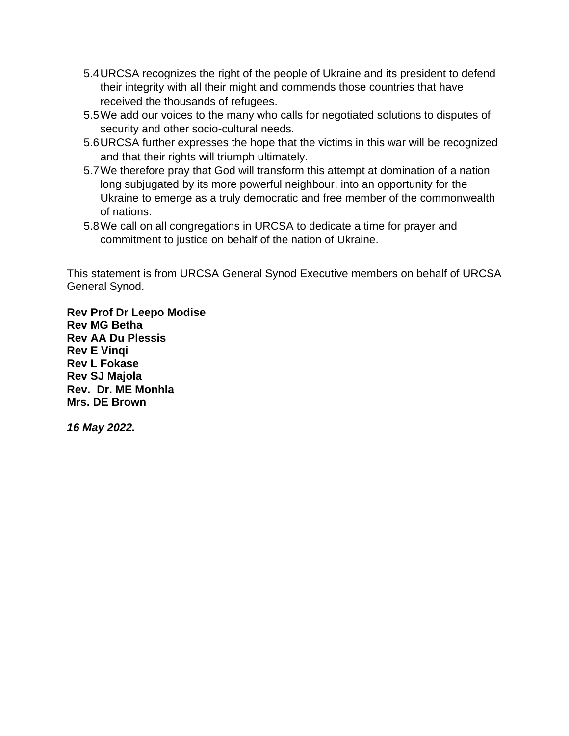5.4 URCSA recognizes the right of the people of Ukraine and its president to defend their integrity with all their might and commends those countries that have received the thousands of refugees.

5.5 We add our voices to the many who calls for negotiated solutions to disputes of security and other socio-cultural needs.

5.6 URCSA further expresses the hope that the victims in this war will be recognized and that their rights will triumph ultimately.

5.7 We therefore pray that God will transform this attempt at domination of a nation long subjugated by its more powerful neighbour, into an opportunity for the Ukraine to emerge as a truly democratic and free member of the commonwealth of nations.

5.8 We call on all congregations in URCSA to dedicate a time for prayer and commitment to justice on behalf of the nation of Ukraine.

This statement is from URCSA General Synod Executive members on behalf of URCSA General Synod.

**Rev Prof Dr Leepo Modise**  
**Rev MG Betha**  
**Rev AA Du Plessis**  
**Rev E Vinqi**  
**Rev L Fokase**  
**Rev SJ Majola**  
**Rev. Dr. ME Monhla**  
**Mrs. DE Brown**

***16 May 2022.***